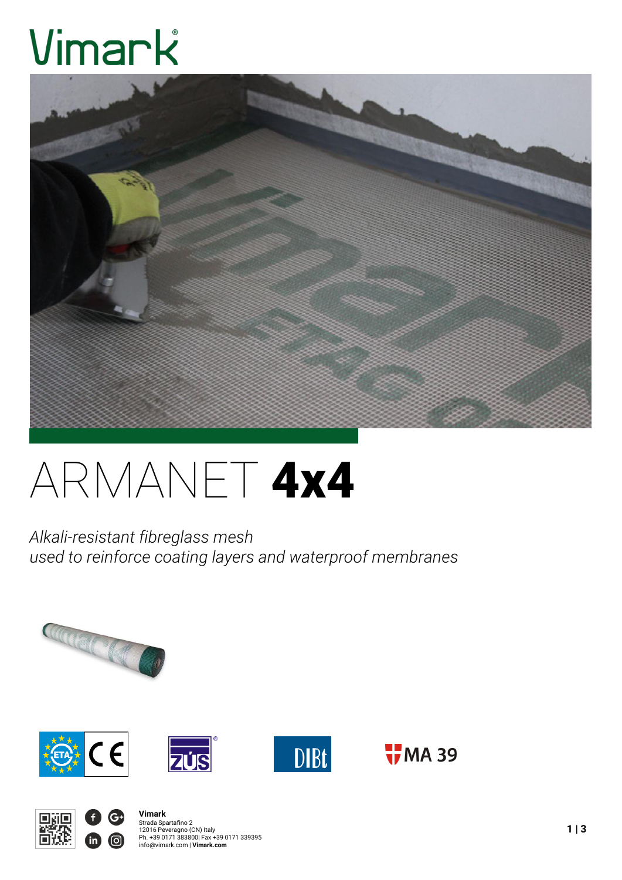# Vimark

# ARMANET **4x4**

*Alkali-resistant fibreglass mesh*
*used to reinforce coating layers and waterproof membranes*

**Vimark**
Strada Spartafino 2
12016 Peveragno (CN) Italy
Ph. +39 0171 383800| Fax +39 0171 339395
info@vimark.com | **Vimark.com**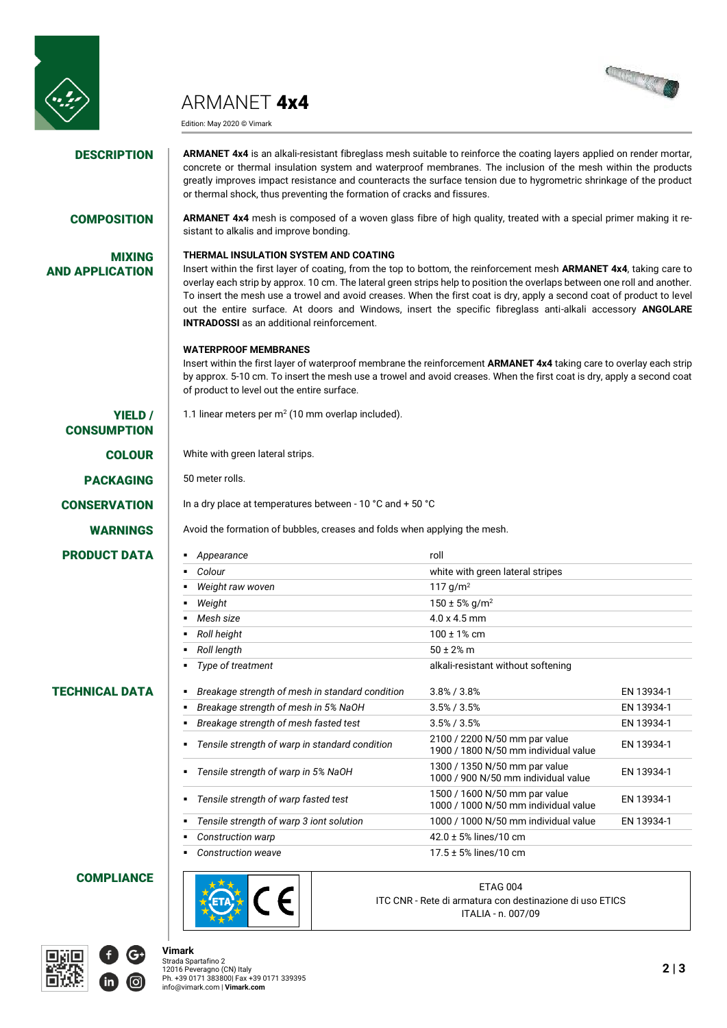# ARMANET **4x4**

Edition: May 2020 © Vimark

## DESCRIPTION

**ARMANET 4x4** is an alkali-resistant fibreglass mesh suitable to reinforce the coating layers applied on render mortar, concrete or thermal insulation system and waterproof membranes. The inclusion of the mesh within the products greatly improves impact resistance and counteracts the surface tension due to hygrometric shrinkage of the product or thermal shock, thus preventing the formation of cracks and fissures.

## COMPOSITION

**ARMANET 4x4** mesh is composed of a woven glass fibre of high quality, treated with a special primer making it resistant to alkalis and improve bonding.

## MIXING AND APPLICATION

**THERMAL INSULATION SYSTEM AND COATING**

Insert within the first layer of coating, from the top to bottom, the reinforcement mesh **ARMANET 4x4**, taking care to overlay each strip by approx. 10 cm. The lateral green strips help to position the overlaps between one roll and another. To insert the mesh use a trowel and avoid creases. When the first coat is dry, apply a second coat of product to level out the entire surface. At doors and Windows, insert the specific fibreglass anti-alkali accessory **ANGOLARE INTRADOSSI** as an additional reinforcement.

**WATERPROOF MEMBRANES**

Insert within the first layer of waterproof membrane the reinforcement **ARMANET 4x4** taking care to overlay each strip by approx. 5-10 cm. To insert the mesh use a trowel and avoid creases. When the first coat is dry, apply a second coat of product to level out the entire surface.

## YIELD / CONSUMPTION

1.1 linear meters per m$^2$ (10 mm overlap included).

## COLOUR

White with green lateral strips.

## PACKAGING

50 meter rolls.

## CONSERVATION

In a dry place at temperatures between - 10 °C and + 50 °C

## WARNINGS

Avoid the formation of bubbles, creases and folds when applying the mesh.

## PRODUCT DATA

| Property | Value |
|---|---|
| *Appearance* | roll |
| *Colour* | white with green lateral stripes |
| *Weight raw woven* | 117 g/m$^2$ |
| *Weight* | 150 ± 5% g/m$^2$ |
| *Mesh size* | 4.0 x 4.5 mm |
| *Roll height* | 100 ± 1% cm |
| *Roll length* | 50 ± 2% m |
| *Type of treatment* | alkali-resistant without softening |

## TECHNICAL DATA

| Property | Value | Standard |
|---|---|---|
| *Breakage strength of mesh in standard condition* | 3.8% / 3.8% | EN 13934-1 |
| *Breakage strength of mesh in 5% NaOH* | 3.5% / 3.5% | EN 13934-1 |
| *Breakage strength of mesh fasted test* | 3.5% / 3.5% | EN 13934-1 |
| *Tensile strength of warp in standard condition* | 2100 / 2200 N/50 mm par value<br>1900 / 1800 N/50 mm individual value | EN 13934-1 |
| *Tensile strength of warp in 5% NaOH* | 1300 / 1350 N/50 mm par value<br>1000 / 900 N/50 mm individual value | EN 13934-1 |
| *Tensile strength of warp fasted test* | 1500 / 1600 N/50 mm par value<br>1000 / 1000 N/50 mm individual value | EN 13934-1 |
| *Tensile strength of warp 3 iont solution* | 1000 / 1000 N/50 mm individual value | EN 13934-1 |
| *Construction warp* | 42.0 ± 5% lines/10 cm | |
| *Construction weave* | 17.5 ± 5% lines/10 cm | |

## COMPLIANCE

ETAG 004
ITC CNR - Rete di armatura con destinazione di uso ETICS
ITALIA - n. 007/09

**Vimark**
Strada Spartafino 2
12016 Peveragno (CN) Italy
Ph. +39 0171 383800| Fax +39 0171 339395
info@vimark.com | **Vimark.com**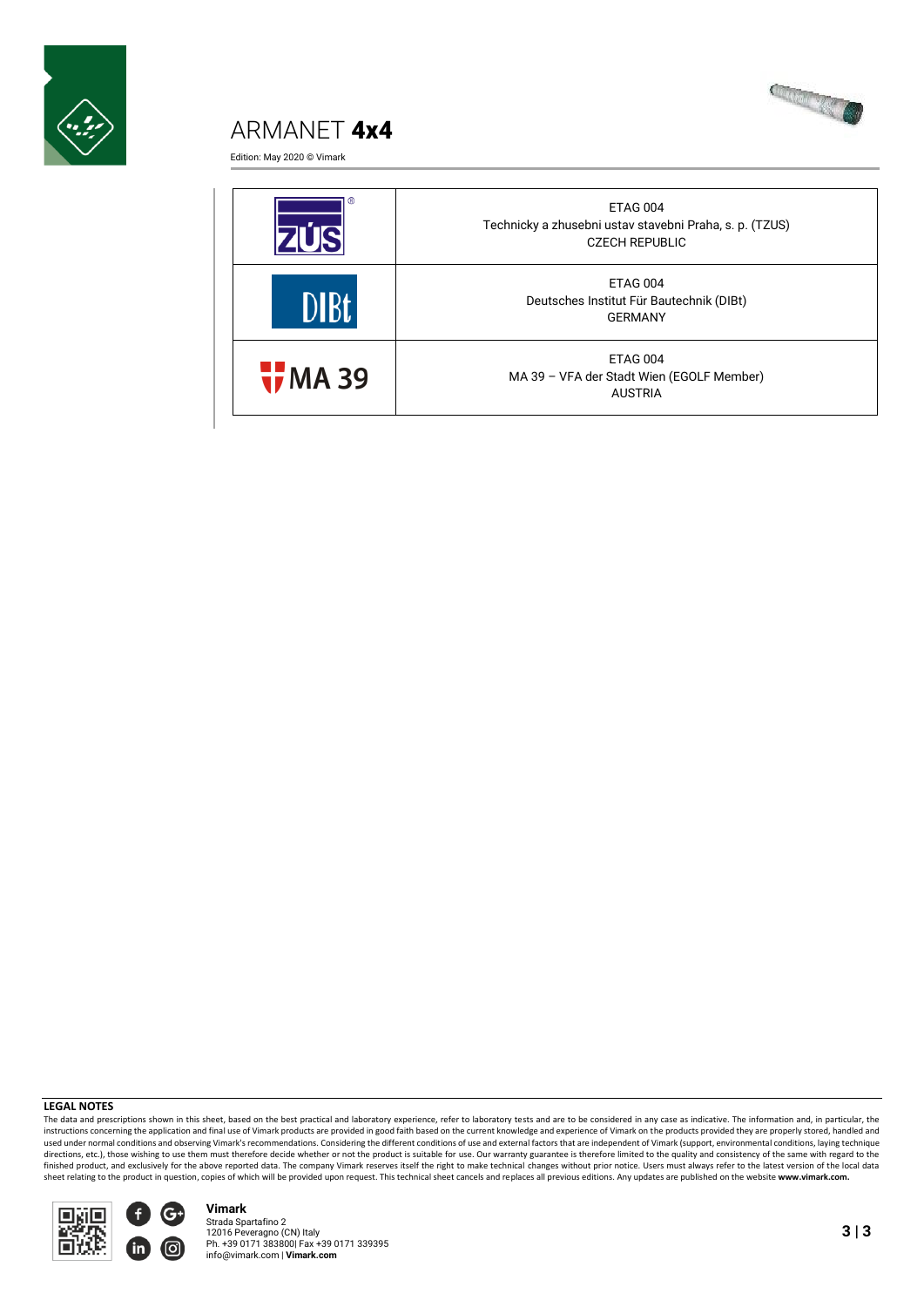# ARMANET **4x4**

Edition: May 2020 © Vimark

| | |
|---|---|
| ZÚS | ETAG 004<br>Technicky a zhusebni ustav stavebni Praha, s. p. (TZUS)<br>CZECH REPUBLIC |
| DIBt | ETAG 004<br>Deutsches Institut Für Bautechnik (DIBt)<br>GERMANY |
| MA 39 | ETAG 004<br>MA 39 – VFA der Stadt Wien (EGOLF Member)<br>AUSTRIA |

**LEGAL NOTES**

The data and prescriptions shown in this sheet, based on the best practical and laboratory experience, refer to laboratory tests and are to be considered in any case as indicative. The information and, in particular, the instructions concerning the application and final use of Vimark products are provided in good faith based on the current knowledge and experience of Vimark on the products provided they are properly stored, handled and used under normal conditions and observing Vimark's recommendations. Considering the different conditions of use and external factors that are independent of Vimark (support, environmental conditions, laying technique directions, etc.), those wishing to use them must therefore decide whether or not the product is suitable for use. Our warranty guarantee is therefore limited to the quality and consistency of the same with regard to the finished product, and exclusively for the above reported data. The company Vimark reserves itself the right to make technical changes without prior notice. Users must always refer to the latest version of the local data sheet relating to the product in question, copies of which will be provided upon request. This technical sheet cancels and replaces all previous editions. Any updates are published on the website **www.vimark.com.**

**Vimark**
Strada Spartafino 2
12016 Peveragno (CN) Italy
Ph. +39 0171 383800| Fax +39 0171 339395
info@vimark.com | **Vimark.com**